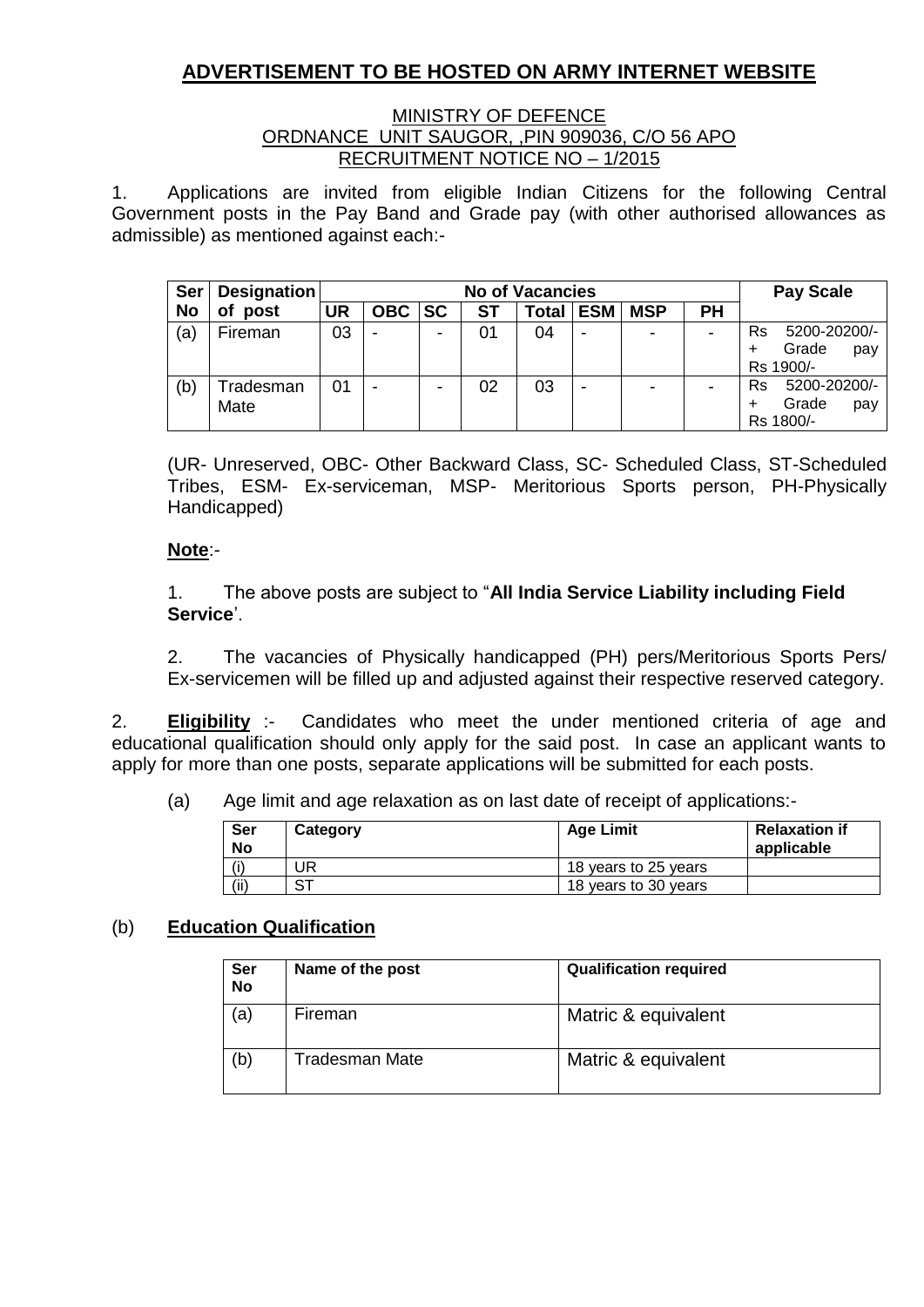# ADVERTISEMENT TO BE HOSTED ON ARMY INTERNET WEBSITE

MINISTRY OF DEFENCE
ORDNANCE UNIT SAUGOR, ,PIN 909036, C/O 56 APO
RECRUITMENT NOTICE NO – 1/2015

1. Applications are invited from eligible Indian Citizens for the following Central Government posts in the Pay Band and Grade pay (with other authorised allowances as admissible) as mentioned against each:-

| Ser No | Designation of post | No of Vacancies | | | | | | | | Pay Scale |
|---|---|---|---|---|---|---|---|---|---|---|
| | | UR | OBC | SC | ST | Total | ESM | MSP | PH | |
| (a) | Fireman | 03 | - | - | 01 | 04 | - | - | - | Rs 5200-20200/- + Grade pay Rs 1900/- |
| (b) | Tradesman Mate | 01 | - | - | 02 | 03 | - | - | - | Rs 5200-20200/- + Grade pay Rs 1800/- |

(UR- Unreserved, OBC- Other Backward Class, SC- Scheduled Class, ST-Scheduled Tribes, ESM- Ex-serviceman, MSP- Meritorious Sports person, PH-Physically Handicapped)

**Note**:-

1. The above posts are subject to "**All India Service Liability including Field Service**'.

2. The vacancies of Physically handicapped (PH) pers/Meritorious Sports Pers/ Ex-servicemen will be filled up and adjusted against their respective reserved category.

2. **Eligibility** :- Candidates who meet the under mentioned criteria of age and educational qualification should only apply for the said post. In case an applicant wants to apply for more than one posts, separate applications will be submitted for each posts.

(a) Age limit and age relaxation as on last date of receipt of applications:-

| Ser No | Category | Age Limit | Relaxation if applicable |
|---|---|---|---|
| (i) | UR | 18 years to 25 years | |
| (ii) | ST | 18 years to 30 years | |

(b) **Education Qualification**

| Ser No | Name of the post | Qualification required |
|---|---|---|
| (a) | Fireman | Matric & equivalent |
| (b) | Tradesman Mate | Matric & equivalent |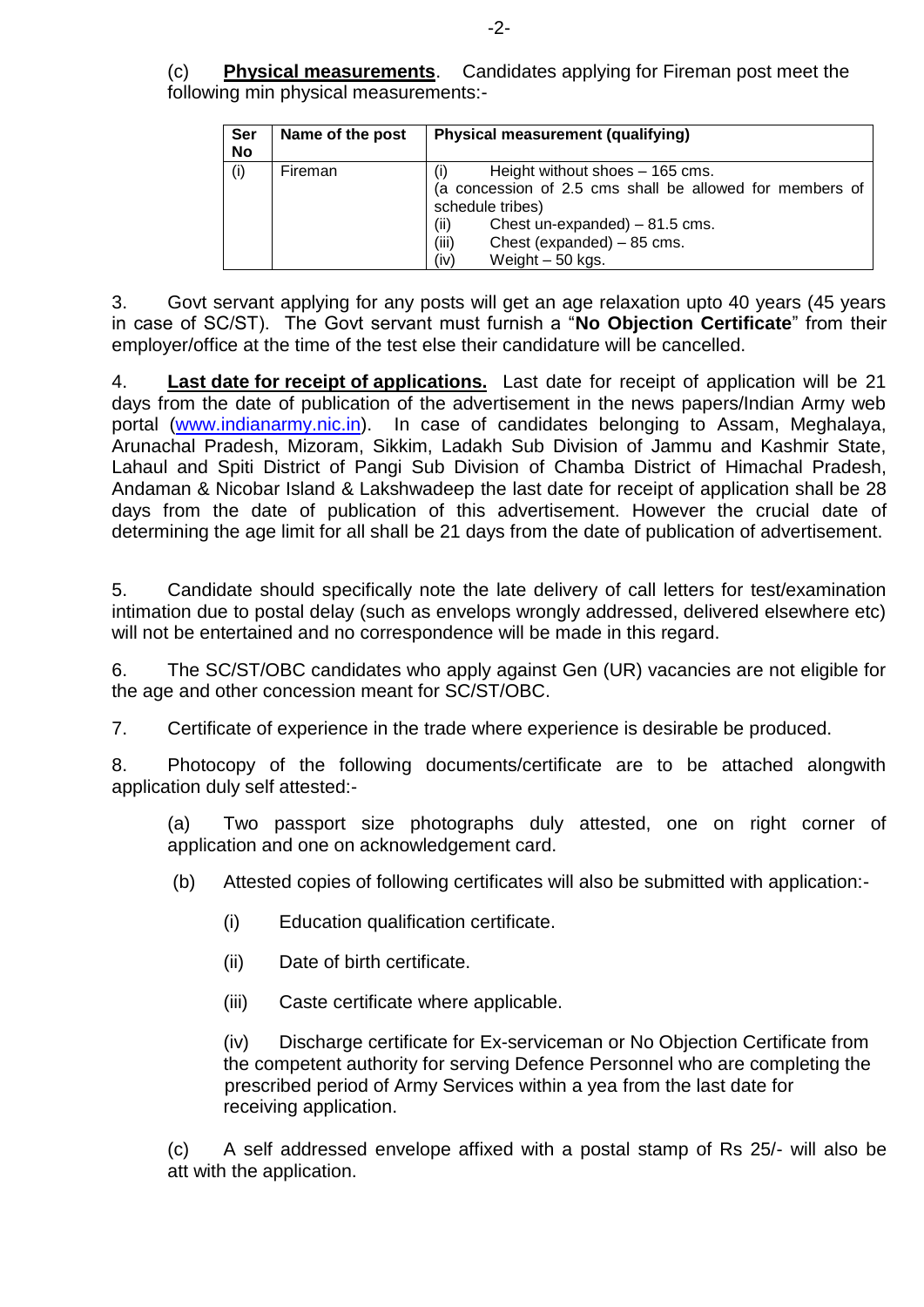(c) **Physical measurements**. Candidates applying for Fireman post meet the following min physical measurements:-

| Ser No | Name of the post | Physical measurement (qualifying) |
|---|---|---|
| (i) | Fireman | (i) Height without shoes – 165 cms. (a concession of 2.5 cms shall be allowed for members of schedule tribes) (ii) Chest un-expanded) – 81.5 cms. (iii) Chest (expanded) – 85 cms. (iv) Weight – 50 kgs. |

3. Govt servant applying for any posts will get an age relaxation upto 40 years (45 years in case of SC/ST). The Govt servant must furnish a "**No Objection Certificate**" from their employer/office at the time of the test else their candidature will be cancelled.

4. **Last date for receipt of applications.** Last date for receipt of application will be 21 days from the date of publication of the advertisement in the news papers/Indian Army web portal (www.indianarmy.nic.in). In case of candidates belonging to Assam, Meghalaya, Arunachal Pradesh, Mizoram, Sikkim, Ladakh Sub Division of Jammu and Kashmir State, Lahaul and Spiti District of Pangi Sub Division of Chamba District of Himachal Pradesh, Andaman & Nicobar Island & Lakshwadeep the last date for receipt of application shall be 28 days from the date of publication of this advertisement. However the crucial date of determining the age limit for all shall be 21 days from the date of publication of advertisement.

5. Candidate should specifically note the late delivery of call letters for test/examination intimation due to postal delay (such as envelops wrongly addressed, delivered elsewhere etc) will not be entertained and no correspondence will be made in this regard.

6. The SC/ST/OBC candidates who apply against Gen (UR) vacancies are not eligible for the age and other concession meant for SC/ST/OBC.

7. Certificate of experience in the trade where experience is desirable be produced.

8. Photocopy of the following documents/certificate are to be attached alongwith application duly self attested:-

(a) Two passport size photographs duly attested, one on right corner of application and one on acknowledgement card.

(b) Attested copies of following certificates will also be submitted with application:-

(i) Education qualification certificate.

(ii) Date of birth certificate.

(iii) Caste certificate where applicable.

(iv) Discharge certificate for Ex-serviceman or No Objection Certificate from the competent authority for serving Defence Personnel who are completing the prescribed period of Army Services within a yea from the last date for receiving application.

(c) A self addressed envelope affixed with a postal stamp of Rs 25/- will also be att with the application.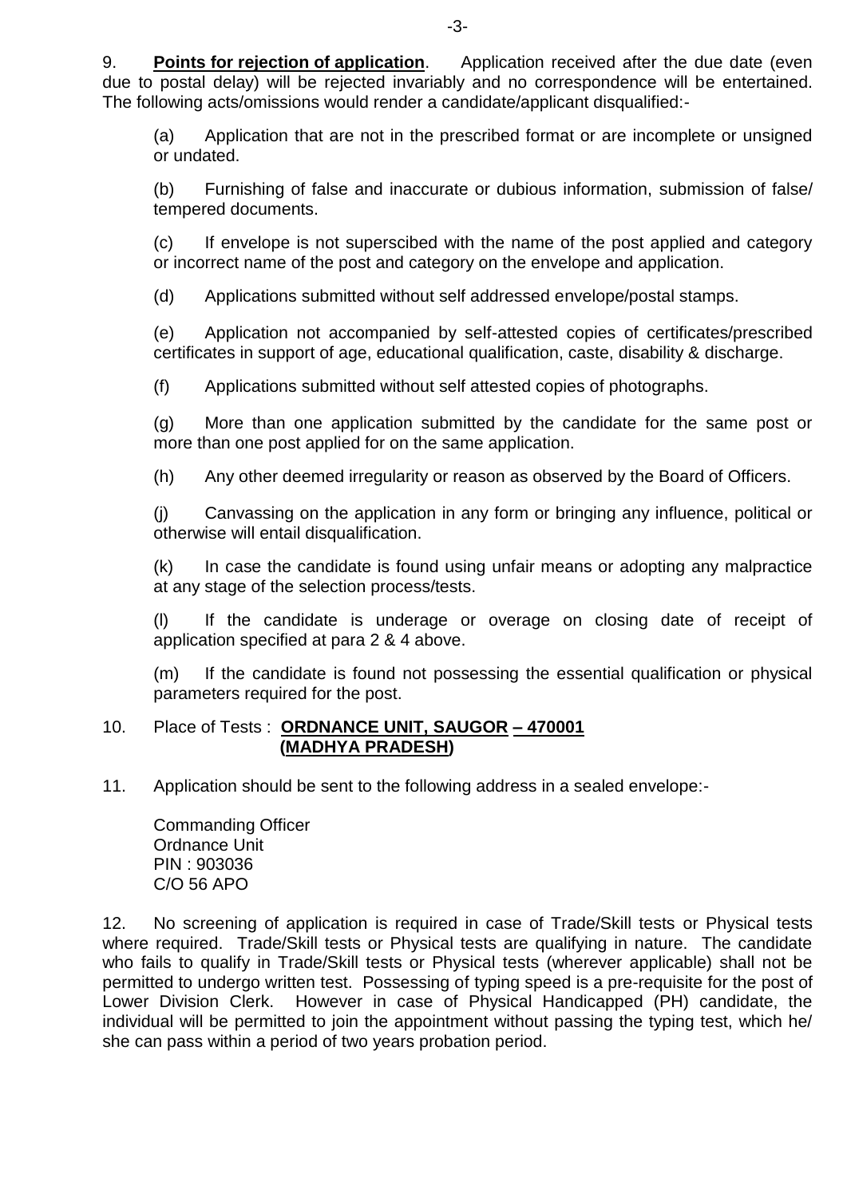9. **Points for rejection of application**. Application received after the due date (even due to postal delay) will be rejected invariably and no correspondence will be entertained. The following acts/omissions would render a candidate/applicant disqualified:-

(a) Application that are not in the prescribed format or are incomplete or unsigned or undated.

(b) Furnishing of false and inaccurate or dubious information, submission of false/ tempered documents.

(c) If envelope is not superscibed with the name of the post applied and category or incorrect name of the post and category on the envelope and application.

(d) Applications submitted without self addressed envelope/postal stamps.

(e) Application not accompanied by self-attested copies of certificates/prescribed certificates in support of age, educational qualification, caste, disability & discharge.

(f) Applications submitted without self attested copies of photographs.

(g) More than one application submitted by the candidate for the same post or more than one post applied for on the same application.

(h) Any other deemed irregularity or reason as observed by the Board of Officers.

(j) Canvassing on the application in any form or bringing any influence, political or otherwise will entail disqualification.

(k) In case the candidate is found using unfair means or adopting any malpractice at any stage of the selection process/tests.

(l) If the candidate is underage or overage on closing date of receipt of application specified at para 2 & 4 above.

(m) If the candidate is found not possessing the essential qualification or physical parameters required for the post.

10. Place of Tests : **ORDNANCE UNIT, SAUGOR – 470001 (MADHYA PRADESH)**

11. Application should be sent to the following address in a sealed envelope:-

Commanding Officer
Ordnance Unit
PIN : 903036
C/O 56 APO

12. No screening of application is required in case of Trade/Skill tests or Physical tests where required. Trade/Skill tests or Physical tests are qualifying in nature. The candidate who fails to qualify in Trade/Skill tests or Physical tests (wherever applicable) shall not be permitted to undergo written test. Possessing of typing speed is a pre-requisite for the post of Lower Division Clerk. However in case of Physical Handicapped (PH) candidate, the individual will be permitted to join the appointment without passing the typing test, which he/ she can pass within a period of two years probation period.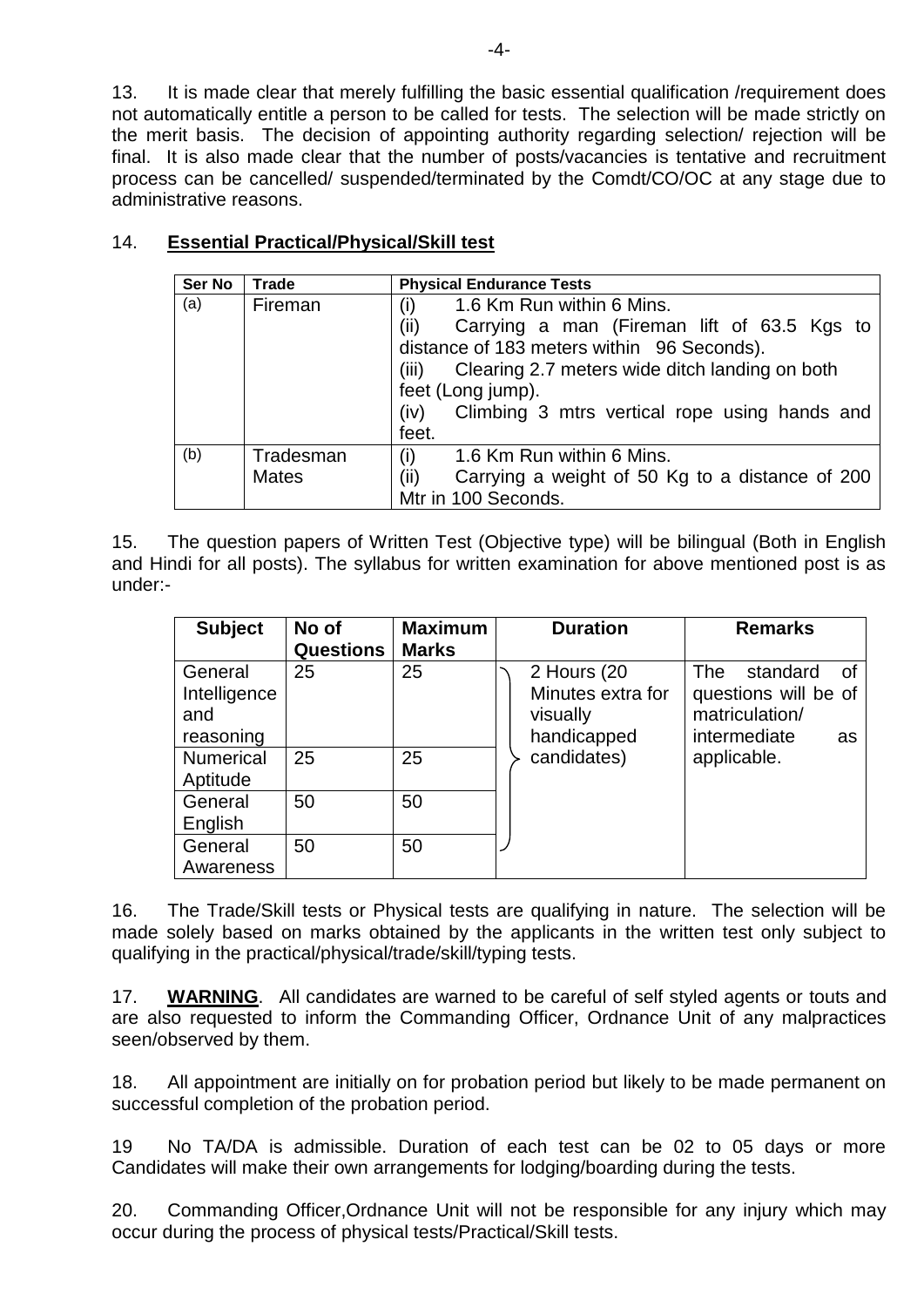13. It is made clear that merely fulfilling the basic essential qualification /requirement does not automatically entitle a person to be called for tests. The selection will be made strictly on the merit basis. The decision of appointing authority regarding selection/ rejection will be final. It is also made clear that the number of posts/vacancies is tentative and recruitment process can be cancelled/ suspended/terminated by the Comdt/CO/OC at any stage due to administrative reasons.

14. **Essential Practical/Physical/Skill test**

| Ser No | Trade | Physical Endurance Tests |
|---|---|---|
| (a) | Fireman | (i) 1.6 Km Run within 6 Mins.<br>(ii) Carrying a man (Fireman lift of 63.5 Kgs to distance of 183 meters within 96 Seconds).<br>(iii) Clearing 2.7 meters wide ditch landing on both feet (Long jump).<br>(iv) Climbing 3 mtrs vertical rope using hands and feet. |
| (b) | Tradesman Mates | (i) 1.6 Km Run within 6 Mins.<br>(ii) Carrying a weight of 50 Kg to a distance of 200 Mtr in 100 Seconds. |

15. The question papers of Written Test (Objective type) will be bilingual (Both in English and Hindi for all posts). The syllabus for written examination for above mentioned post is as under:-

| Subject | No of Questions | Maximum Marks | Duration | Remarks |
|---|---|---|---|---|
| General Intelligence and reasoning | 25 | 25 | 2 Hours (20 Minutes extra for visually handicapped candidates) | The standard of questions will be of matriculation/ intermediate as applicable. |
| Numerical Aptitude | 25 | 25 | | |
| General English | 50 | 50 | | |
| General Awareness | 50 | 50 | | |

16. The Trade/Skill tests or Physical tests are qualifying in nature. The selection will be made solely based on marks obtained by the applicants in the written test only subject to qualifying in the practical/physical/trade/skill/typing tests.

17. **WARNING**. All candidates are warned to be careful of self styled agents or touts and are also requested to inform the Commanding Officer, Ordnance Unit of any malpractices seen/observed by them.

18. All appointment are initially on for probation period but likely to be made permanent on successful completion of the probation period.

19 No TA/DA is admissible. Duration of each test can be 02 to 05 days or more Candidates will make their own arrangements for lodging/boarding during the tests.

20. Commanding Officer,Ordnance Unit will not be responsible for any injury which may occur during the process of physical tests/Practical/Skill tests.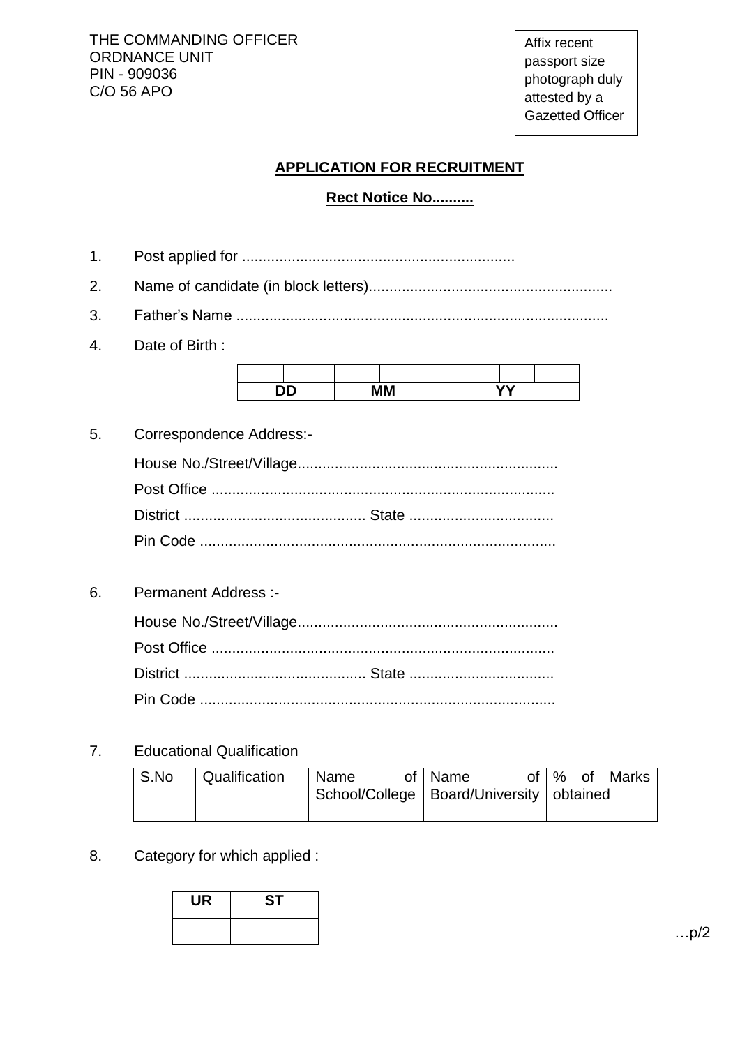THE COMMANDING OFFICER
ORDNANCE UNIT
PIN - 909036
C/O 56 APO

Affix recent passport size photograph duly attested by a Gazetted Officer

## APPLICATION FOR RECRUITMENT

**Rect Notice No..........**

1. Post applied for .................................................................

2. Name of candidate (in block letters)..........................................................

3. Father's Name .........................................................................................

4. Date of Birth :

| | | | | | | | |
|---|---|---|---|---|---|---|---|
| DD | | MM | | YY | | | |

5. Correspondence Address:-

   House No./Street/Village..............................................................

   Post Office ..................................................................................

   District ........................................... State ..................................

   Pin Code .....................................................................................

6. Permanent Address :-

   House No./Street/Village..............................................................

   Post Office ..................................................................................

   District ........................................... State ..................................

   Pin Code .....................................................................................

7. Educational Qualification

| S.No | Qualification | Name of School/College | Name of Board/University | % of Marks obtained |
|---|---|---|---|---|
| | | | | |

8. Category for which applied :

| UR | ST |
|---|---|
| | |

…p/2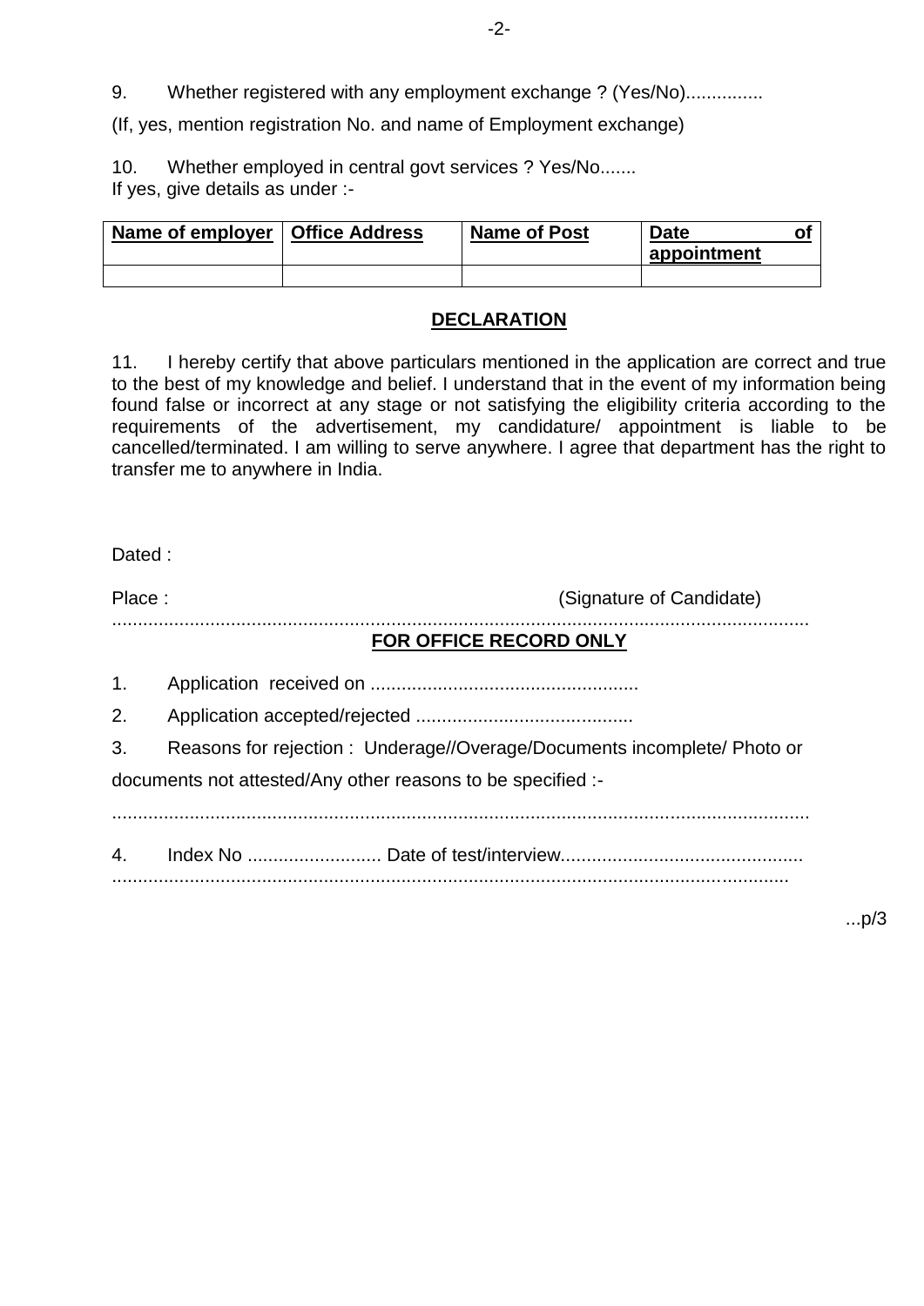9. Whether registered with any employment exchange ? (Yes/No)...............

(If, yes, mention registration No. and name of Employment exchange)

10. Whether employed in central govt services ? Yes/No.......
If yes, give details as under :-

| **Name of employer** | **Office Address** | **Name of Post** | **Date of appointment** |
|---|---|---|---|
| | | | |

## DECLARATION

11. I hereby certify that above particulars mentioned in the application are correct and true to the best of my knowledge and belief. I understand that in the event of my information being found false or incorrect at any stage or not satisfying the eligibility criteria according to the requirements of the advertisement, my candidature/ appointment is liable to be cancelled/terminated. I am willing to serve anywhere. I agree that department has the right to transfer me to anywhere in India.

Dated :

Place : (Signature of Candidate)

.......................................................................................................................................

## FOR OFFICE RECORD ONLY

1. Application received on ...................................................

2. Application accepted/rejected ..........................................

3. Reasons for rejection : Underage//Overage/Documents incomplete/ Photo or documents not attested/Any other reasons to be specified :-

.......................................................................................................................................

4. Index No .......................... Date of test/interview..............................................

..................................................................................................................................

...p/3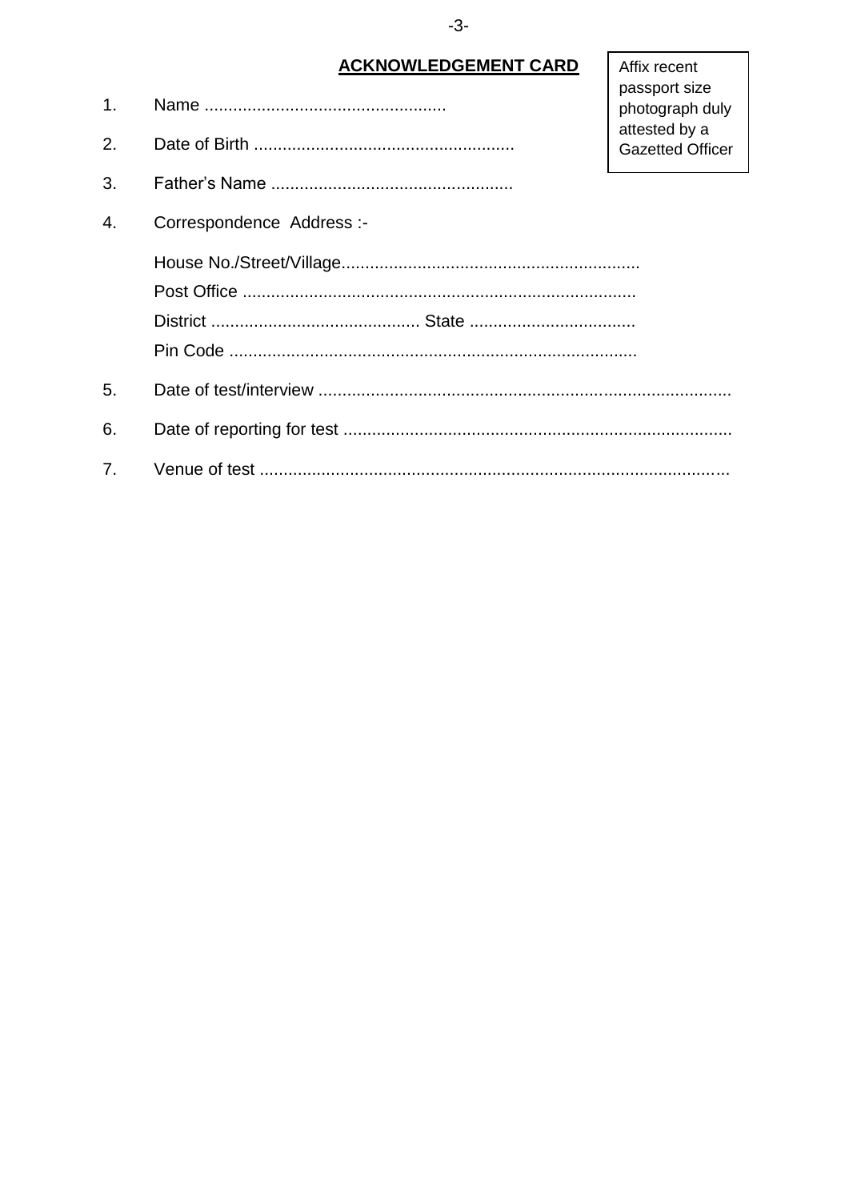## ACKNOWLEDGEMENT CARD

Affix recent passport size photograph duly attested by a Gazetted Officer

1. Name ..................................................
2. Date of Birth ......................................................
3. Father's Name ..................................................
4. Correspondence Address :-

   House No./Street/Village..............................................................
   Post Office ..................................................................................
   District ........................................... State ..................................
   Pin Code .....................................................................................

5. Date of test/interview ......................................................................................
6. Date of reporting for test .................................................................................
7. Venue of test ...................................................................................................